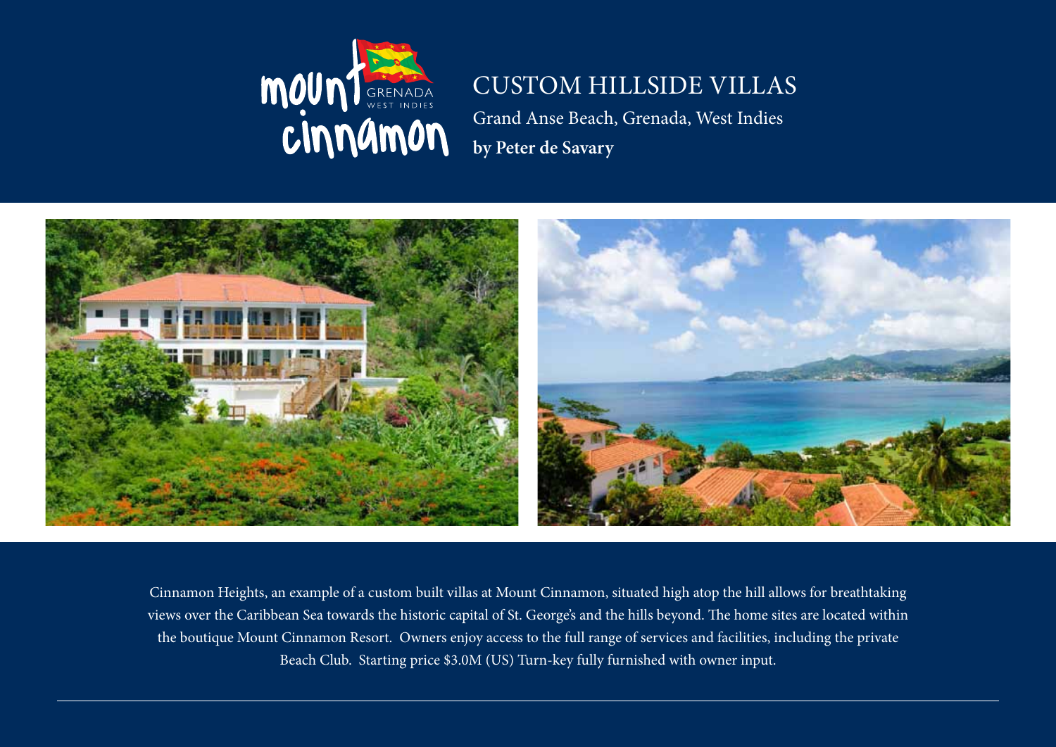mount cinnamon
GRENADA
WEST INDIES

# CUSTOM HILLSIDE VILLAS

Grand Anse Beach, Grenada, West Indies

**by Peter de Savary**

Cinnamon Heights, an example of a custom built villas at Mount Cinnamon, situated high atop the hill allows for breathtaking views over the Caribbean Sea towards the historic capital of St. George's and the hills beyond. The home sites are located within the boutique Mount Cinnamon Resort. Owners enjoy access to the full range of services and facilities, including the private Beach Club. Starting price $3.0M (US) Turn-key fully furnished with owner input.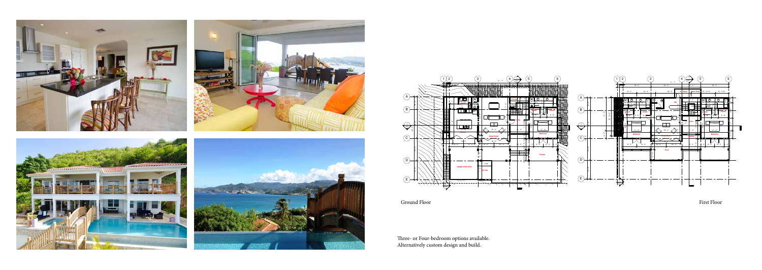Ground Floor

First Floor

Three- or Four-bedroom options available.
Alternatively custom design and build.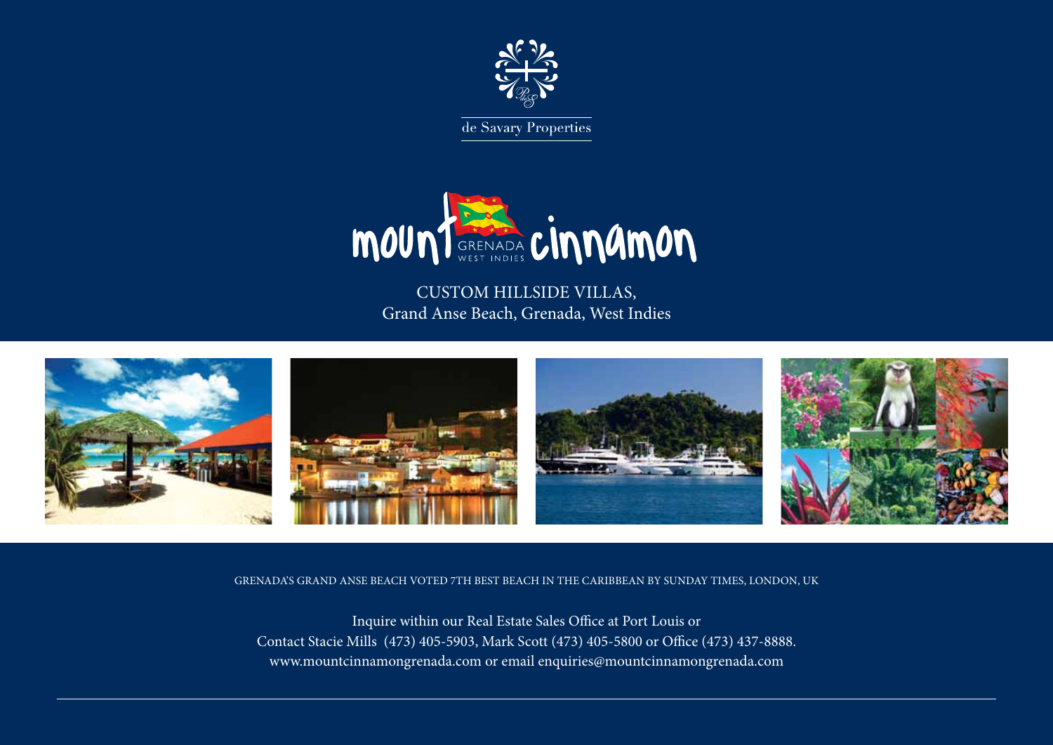de Savary Properties

# mount cinnamon

GRENADA WEST INDIES

CUSTOM HILLSIDE VILLAS,
Grand Anse Beach, Grenada, West Indies

GRENADA'S GRAND ANSE BEACH VOTED 7TH BEST BEACH IN THE CARIBBEAN BY SUNDAY TIMES, LONDON, UK

Inquire within our Real Estate Sales Office at Port Louis or
Contact Stacie Mills (473) 405-5903, Mark Scott (473) 405-5800 or Office (473) 437-8888.
www.mountcinnamongrenada.com or email enquiries@mountcinnamongrenada.com